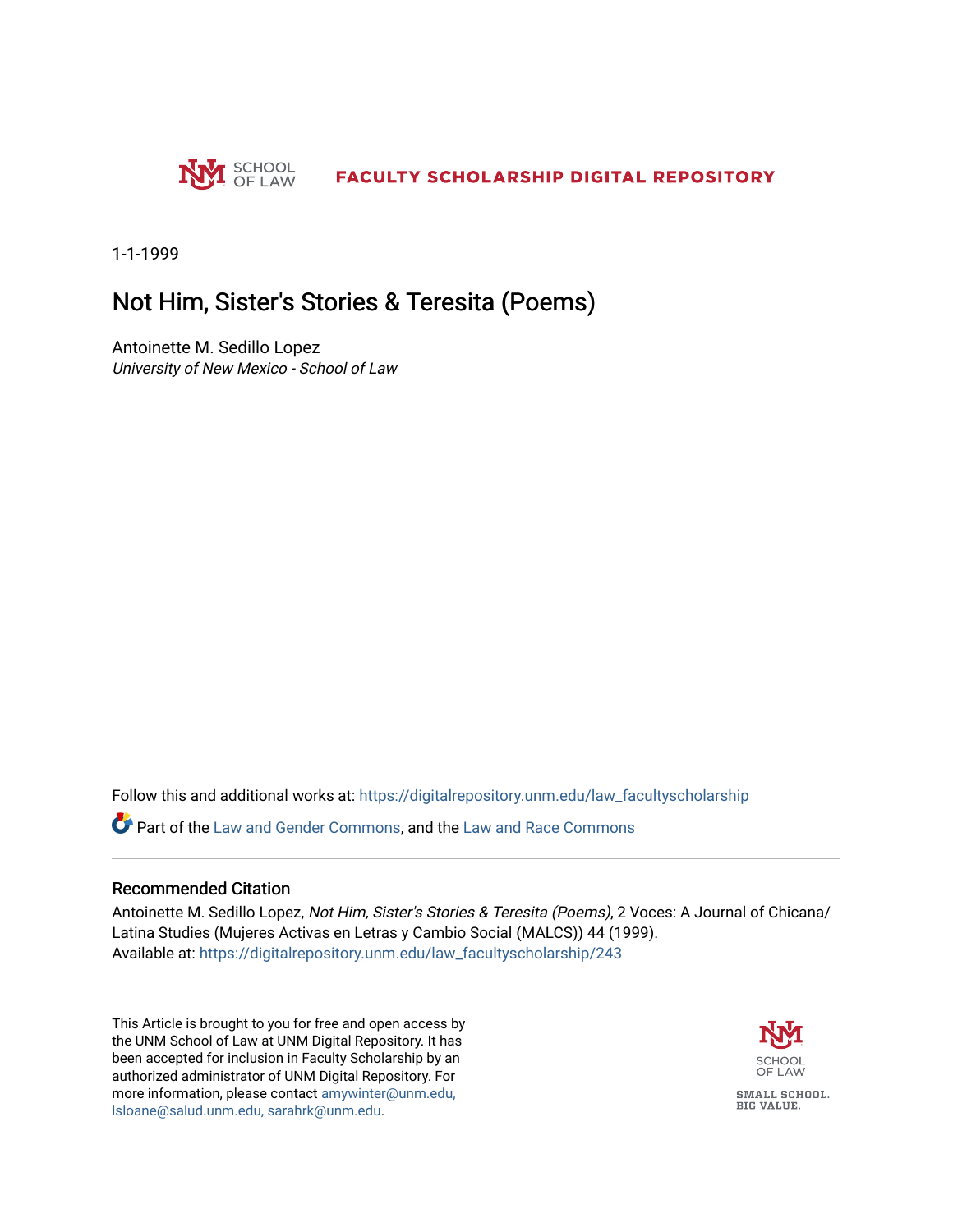FACULTY SCHOLARSHIP DIGITAL REPOSITORY

1-1-1999

# Not Him, Sister's Stories & Teresita (Poems)

Antoinette M. Sedillo Lopez

*University of New Mexico - School of Law*

Follow this and additional works at: https://digitalrepository.unm.edu/law_facultyscholarship

Part of the Law and Gender Commons, and the Law and Race Commons

## Recommended Citation

Antoinette M. Sedillo Lopez, *Not Him, Sister's Stories & Teresita (Poems)*, 2 Voces: A Journal of Chicana/Latina Studies (Mujeres Activas en Letras y Cambio Social (MALCS)) 44 (1999).
Available at: https://digitalrepository.unm.edu/law_facultyscholarship/243

This Article is brought to you for free and open access by the UNM School of Law at UNM Digital Repository. It has been accepted for inclusion in Faculty Scholarship by an authorized administrator of UNM Digital Repository. For more information, please contact amywinter@unm.edu, lsloane@salud.unm.edu, sarahrk@unm.edu.

SCHOOL OF LAW

SMALL SCHOOL. BIG VALUE.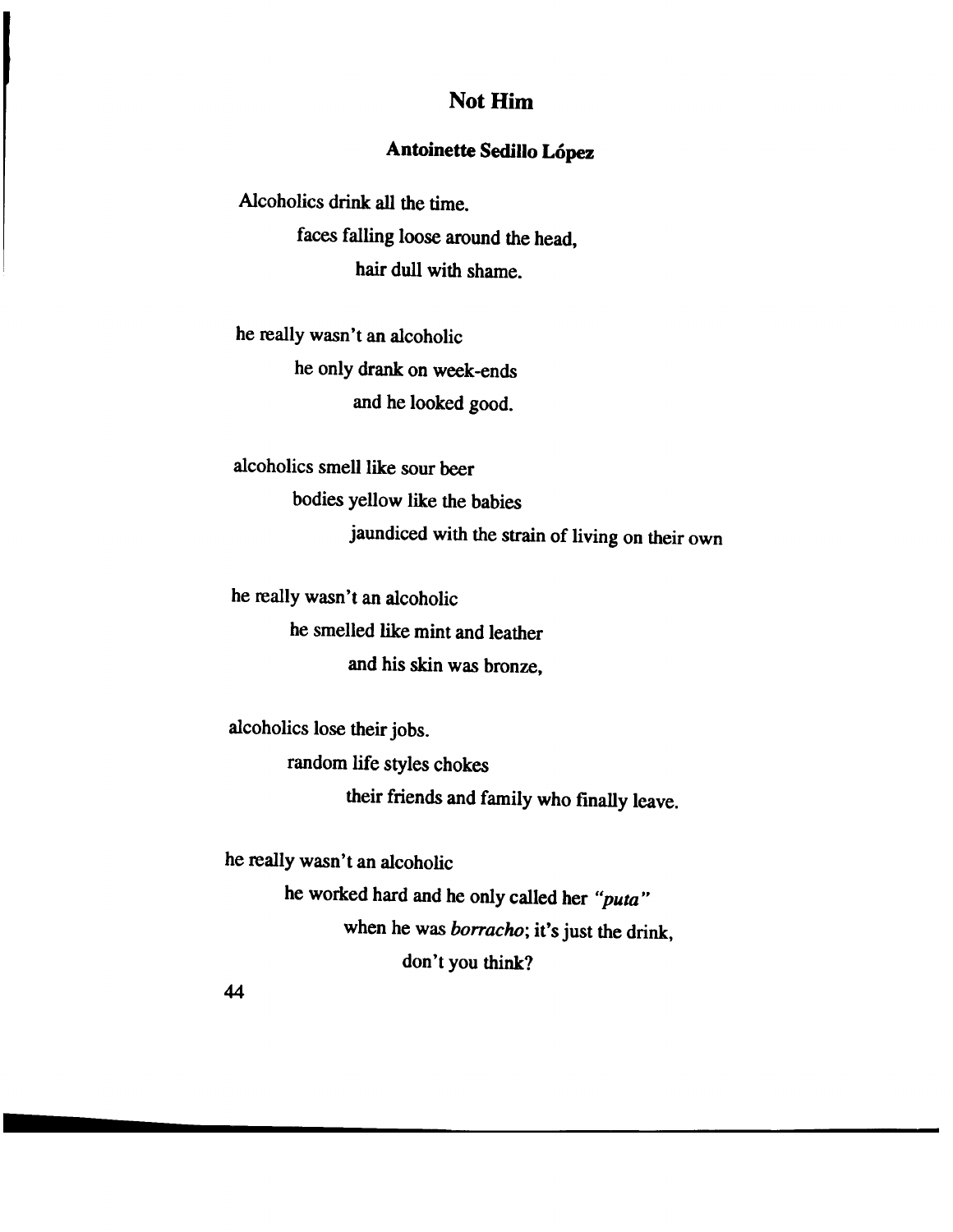## Not Him

### Antoinette Sedillo López

Alcoholics drink all the time.  
faces falling loose around the head,  
hair dull with shame.

he really wasn't an alcoholic  
he only drank on week-ends  
and he looked good.

alcoholics smell like sour beer  
bodies yellow like the babies  
jaundiced with the strain of living on their own

he really wasn't an alcoholic  
he smelled like mint and leather  
and his skin was bronze,

alcoholics lose their jobs.  
random life styles chokes  
their friends and family who finally leave.

he really wasn't an alcoholic  
he worked hard and he only called her *"puta"*  
when he was *borracho*; it's just the drink,  
don't you think?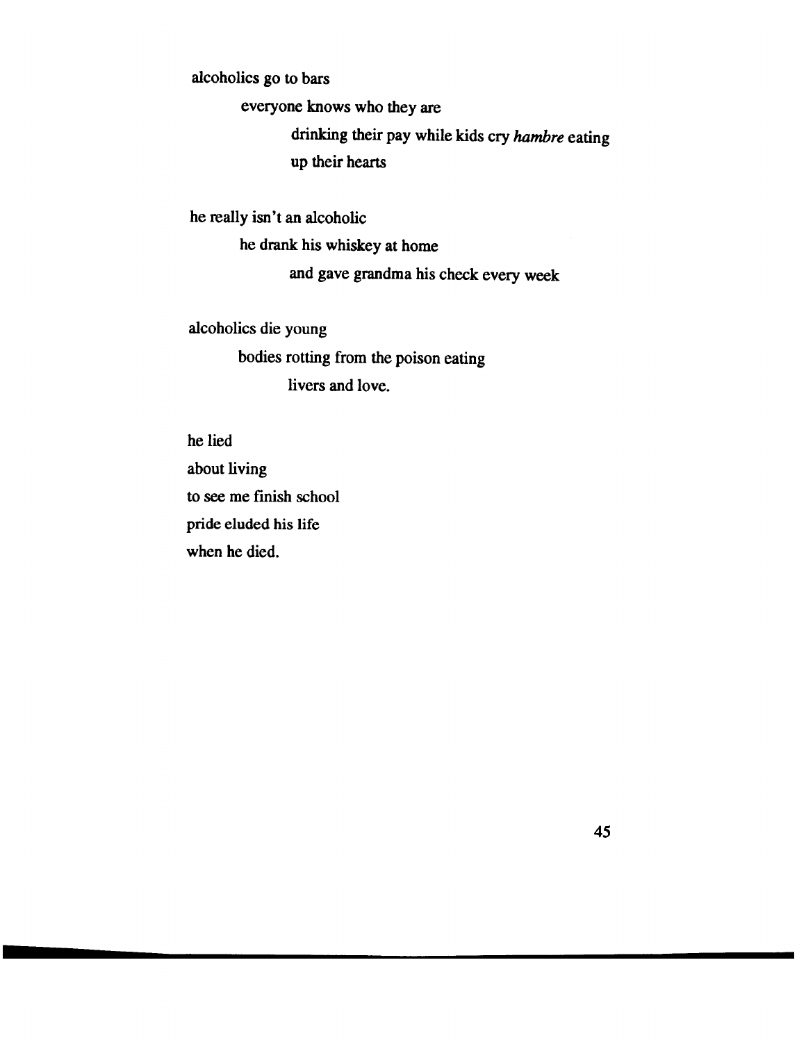alcoholics go to bars

&nbsp;&nbsp;&nbsp;&nbsp;&nbsp;&nbsp;&nbsp;&nbsp;everyone knows who they are

&nbsp;&nbsp;&nbsp;&nbsp;&nbsp;&nbsp;&nbsp;&nbsp;&nbsp;&nbsp;&nbsp;&nbsp;&nbsp;&nbsp;&nbsp;&nbsp;drinking their pay while kids cry *hambre* eating
&nbsp;&nbsp;&nbsp;&nbsp;&nbsp;&nbsp;&nbsp;&nbsp;&nbsp;&nbsp;&nbsp;&nbsp;&nbsp;&nbsp;&nbsp;&nbsp;up their hearts

he really isn't an alcoholic

&nbsp;&nbsp;&nbsp;&nbsp;&nbsp;&nbsp;&nbsp;&nbsp;he drank his whiskey at home

&nbsp;&nbsp;&nbsp;&nbsp;&nbsp;&nbsp;&nbsp;&nbsp;&nbsp;&nbsp;&nbsp;&nbsp;&nbsp;&nbsp;&nbsp;&nbsp;and gave grandma his check every week

alcoholics die young

&nbsp;&nbsp;&nbsp;&nbsp;&nbsp;&nbsp;&nbsp;&nbsp;bodies rotting from the poison eating

&nbsp;&nbsp;&nbsp;&nbsp;&nbsp;&nbsp;&nbsp;&nbsp;&nbsp;&nbsp;&nbsp;&nbsp;&nbsp;&nbsp;&nbsp;&nbsp;livers and love.

he lied
about living
to see me finish school
pride eluded his life
when he died.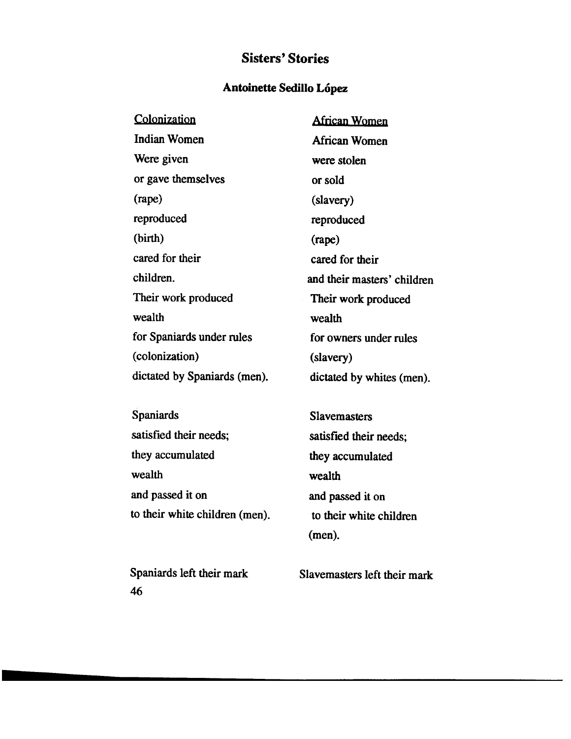## Sisters' Stories

### Antoinette Sedillo López

<u>Colonization</u>

Indian Women
Were given
or gave themselves
(rape)
reproduced
(birth)
cared for their
children.
Their work produced
wealth
for Spaniards under rules
(colonization)
dictated by Spaniards (men).

Spaniards
satisfied their needs;
they accumulated
wealth
and passed it on
to their white children (men).

Spaniards left their mark

<u>African Women</u>

African Women
were stolen
or sold
(slavery)
reproduced
(rape)
cared for their
and their masters' children
Their work produced
wealth
for owners under rules
(slavery)
dictated by whites (men).

Slavemasters
satisfied their needs;
they accumulated
wealth
and passed it on
to their white children
(men).

Slavemasters left their mark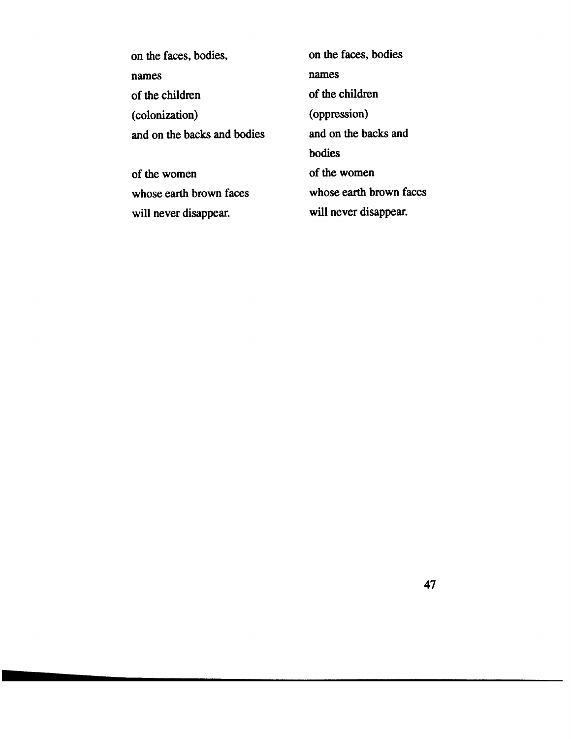on the faces, bodies,
names
of the children
(colonization)
and on the backs and bodies

of the women
whose earth brown faces
will never disappear.

on the faces, bodies
names
of the children
(oppression)
and on the backs and
bodies
of the women
whose earth brown faces
will never disappear.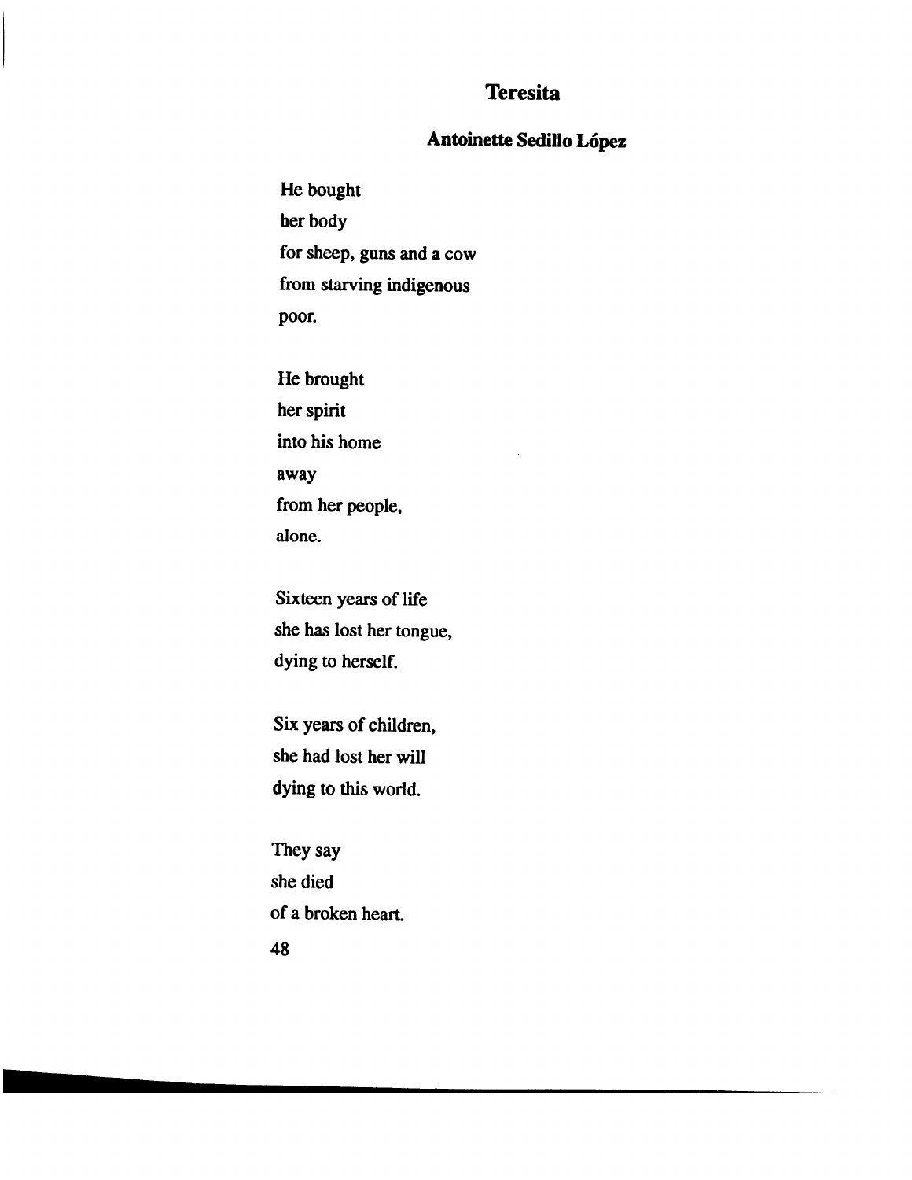# Teresita

### Antoinette Sedillo López

He bought  
her body  
for sheep, guns and a cow  
from starving indigenous  
poor.

He brought  
her spirit  
into his home  
away  
from her people,  
alone.

Sixteen years of life  
she has lost her tongue,  
dying to herself.

Six years of children,  
she had lost her will  
dying to this world.

They say  
she died  
of a broken heart.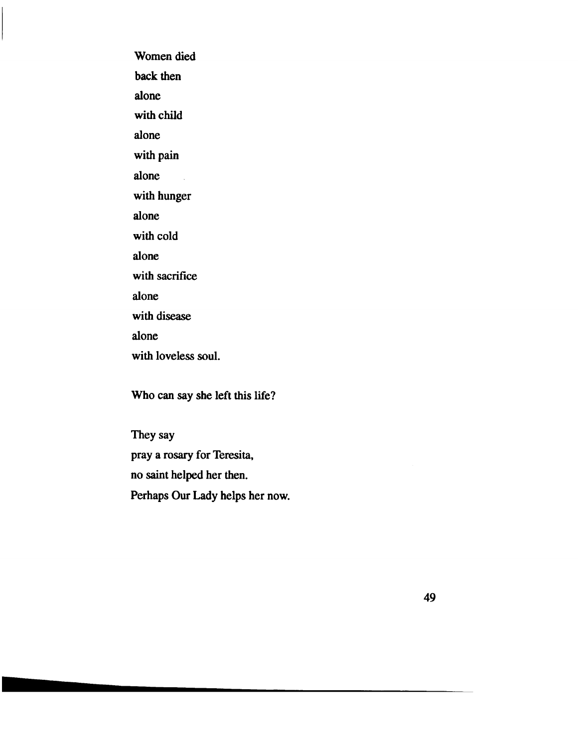Women died
back then
alone
with child
alone
with pain
alone
with hunger
alone
with cold
alone
with sacrifice
alone
with disease
alone
with loveless soul.

Who can say she left this life?

They say
pray a rosary for Teresita,
no saint helped her then.
Perhaps Our Lady helps her now.